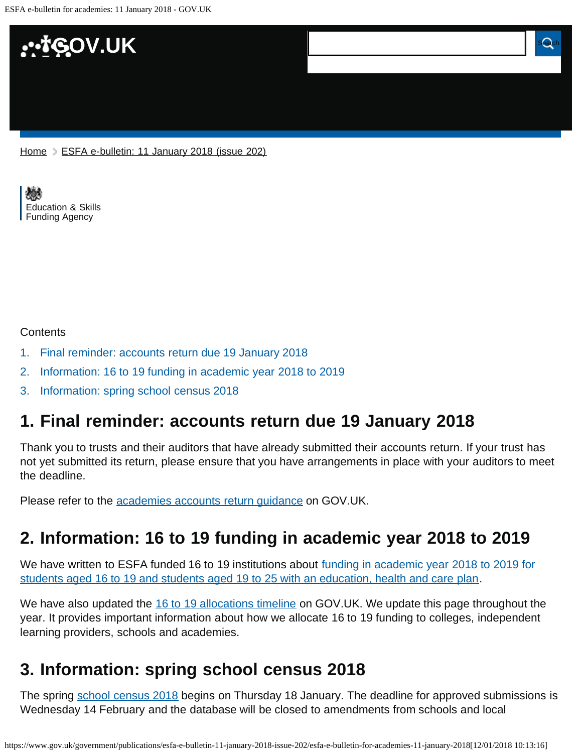Home > ESFA e-bulletin: 11 January 2018 (issue 202)

Education & Skills Funding Agency

Contents

1. Final reminder: accounts return due 19 January 2018
2. Information: 16 to 19 funding in academic year 2018 to 2019
3. Information: spring school census 2018

## 1. Final reminder: accounts return due 19 January 2018

Thank you to trusts and their auditors that have already submitted their accounts return. If your trust has not yet submitted its return, please ensure that you have arrangements in place with your auditors to meet the deadline.

Please refer to the academies accounts return guidance on GOV.UK.

## 2. Information: 16 to 19 funding in academic year 2018 to 2019

We have written to ESFA funded 16 to 19 institutions about funding in academic year 2018 to 2019 for students aged 16 to 19 and students aged 19 to 25 with an education, health and care plan.

We have also updated the 16 to 19 allocations timeline on GOV.UK. We update this page throughout the year. It provides important information about how we allocate 16 to 19 funding to colleges, independent learning providers, schools and academies.

## 3. Information: spring school census 2018

The spring school census 2018 begins on Thursday 18 January. The deadline for approved submissions is Wednesday 14 February and the database will be closed to amendments from schools and local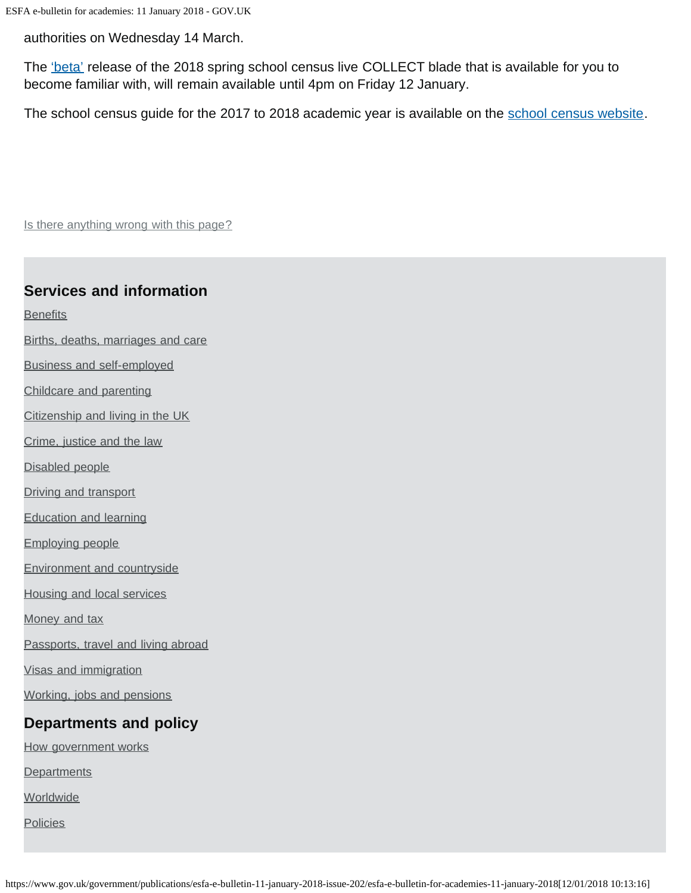authorities on Wednesday 14 March.

The 'beta' release of the 2018 spring school census live COLLECT blade that is available for you to become familiar with, will remain available until 4pm on Friday 12 January.

The school census guide for the 2017 to 2018 academic year is available on the school census website.

Is there anything wrong with this page?

## Services and information

Benefits

Births, deaths, marriages and care

Business and self-employed

Childcare and parenting

Citizenship and living in the UK

Crime, justice and the law

Disabled people

Driving and transport

Education and learning

Employing people

Environment and countryside

Housing and local services

Money and tax

Passports, travel and living abroad

Visas and immigration

Working, jobs and pensions

## Departments and policy

How government works

Departments

Worldwide

Policies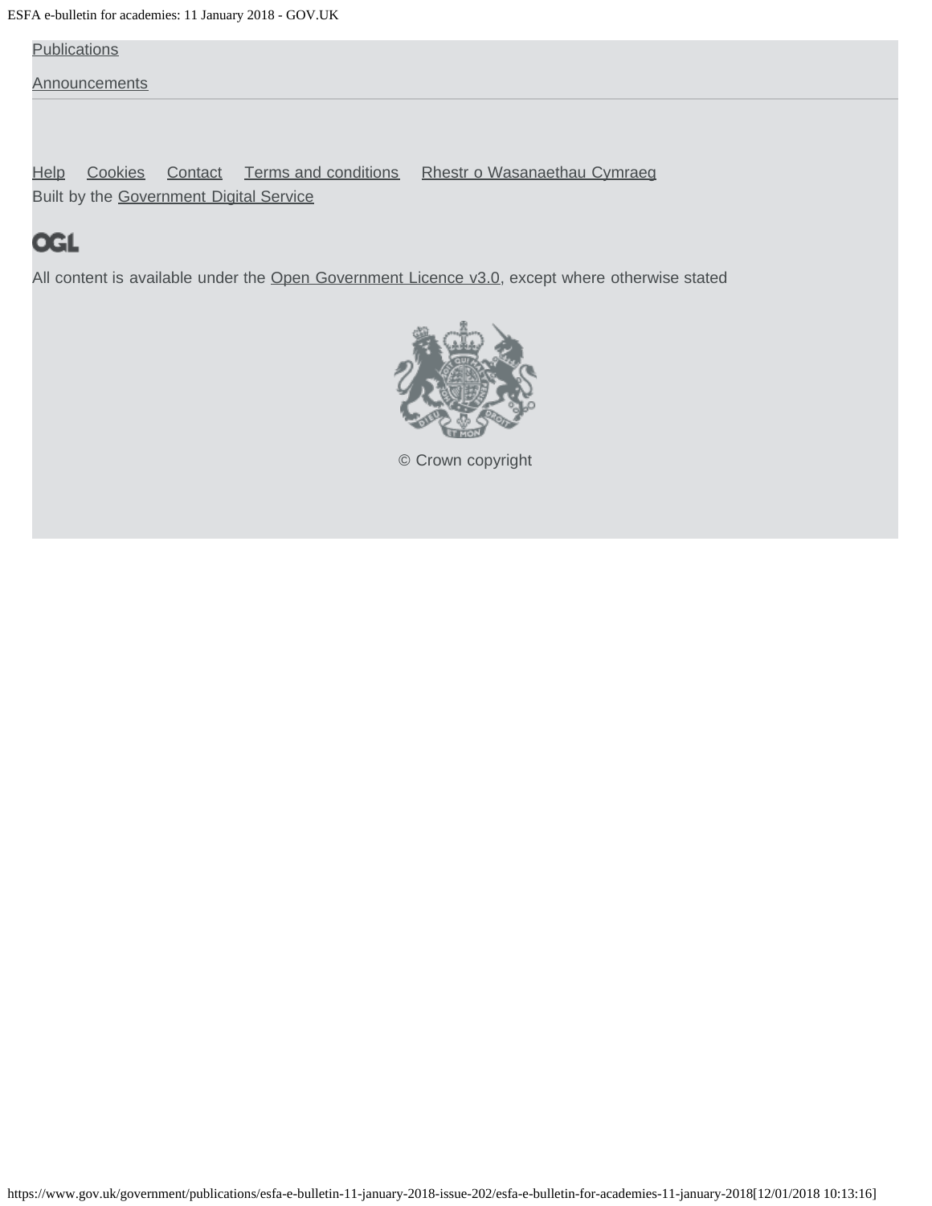Publications

Announcements

Help Cookies Contact Terms and conditions Rhestr o Wasanaethau Cymraeg

Built by the Government Digital Service

OGL

All content is available under the Open Government Licence v3.0, except where otherwise stated

© Crown copyright